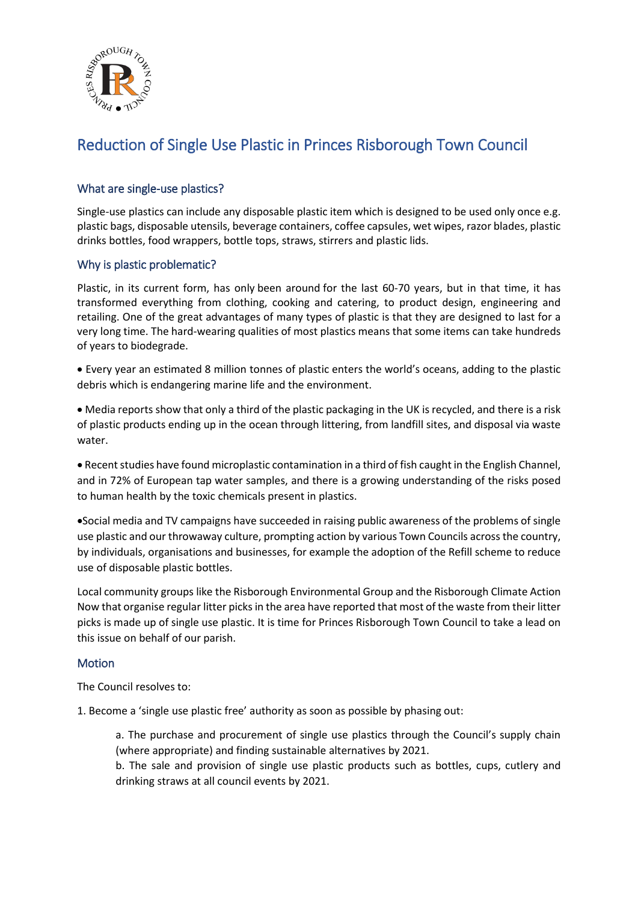# Reduction of Single Use Plastic in Princes Risborough Town Council

## What are single-use plastics?

Single-use plastics can include any disposable plastic item which is designed to be used only once e.g. plastic bags, disposable utensils, beverage containers, coffee capsules, wet wipes, razor blades, plastic drinks bottles, food wrappers, bottle tops, straws, stirrers and plastic lids.

## Why is plastic problematic?

Plastic, in its current form, has only been around for the last 60-70 years, but in that time, it has transformed everything from clothing, cooking and catering, to product design, engineering and retailing. One of the great advantages of many types of plastic is that they are designed to last for a very long time. The hard-wearing qualities of most plastics means that some items can take hundreds of years to biodegrade.

- Every year an estimated 8 million tonnes of plastic enters the world's oceans, adding to the plastic debris which is endangering marine life and the environment.

- Media reports show that only a third of the plastic packaging in the UK is recycled, and there is a risk of plastic products ending up in the ocean through littering, from landfill sites, and disposal via waste water.

- Recent studies have found microplastic contamination in a third of fish caught in the English Channel, and in 72% of European tap water samples, and there is a growing understanding of the risks posed to human health by the toxic chemicals present in plastics.

- Social media and TV campaigns have succeeded in raising public awareness of the problems of single use plastic and our throwaway culture, prompting action by various Town Councils across the country, by individuals, organisations and businesses, for example the adoption of the Refill scheme to reduce use of disposable plastic bottles.

Local community groups like the Risborough Environmental Group and the Risborough Climate Action Now that organise regular litter picks in the area have reported that most of the waste from their litter picks is made up of single use plastic. It is time for Princes Risborough Town Council to take a lead on this issue on behalf of our parish.

## Motion

The Council resolves to:

1. Become a 'single use plastic free' authority as soon as possible by phasing out:

    a. The purchase and procurement of single use plastics through the Council's supply chain (where appropriate) and finding sustainable alternatives by 2021.

    b. The sale and provision of single use plastic products such as bottles, cups, cutlery and drinking straws at all council events by 2021.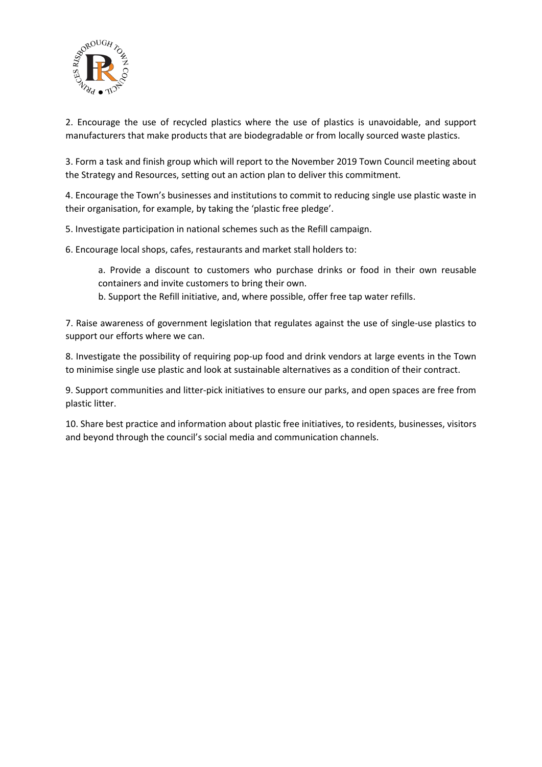2. Encourage the use of recycled plastics where the use of plastics is unavoidable, and support manufacturers that make products that are biodegradable or from locally sourced waste plastics.

3. Form a task and finish group which will report to the November 2019 Town Council meeting about the Strategy and Resources, setting out an action plan to deliver this commitment.

4. Encourage the Town's businesses and institutions to commit to reducing single use plastic waste in their organisation, for example, by taking the 'plastic free pledge'.

5. Investigate participation in national schemes such as the Refill campaign.

6. Encourage local shops, cafes, restaurants and market stall holders to:

   a. Provide a discount to customers who purchase drinks or food in their own reusable containers and invite customers to bring their own.
   
   b. Support the Refill initiative, and, where possible, offer free tap water refills.

7. Raise awareness of government legislation that regulates against the use of single-use plastics to support our efforts where we can.

8. Investigate the possibility of requiring pop-up food and drink vendors at large events in the Town to minimise single use plastic and look at sustainable alternatives as a condition of their contract.

9. Support communities and litter-pick initiatives to ensure our parks, and open spaces are free from plastic litter.

10. Share best practice and information about plastic free initiatives, to residents, businesses, visitors and beyond through the council's social media and communication channels.